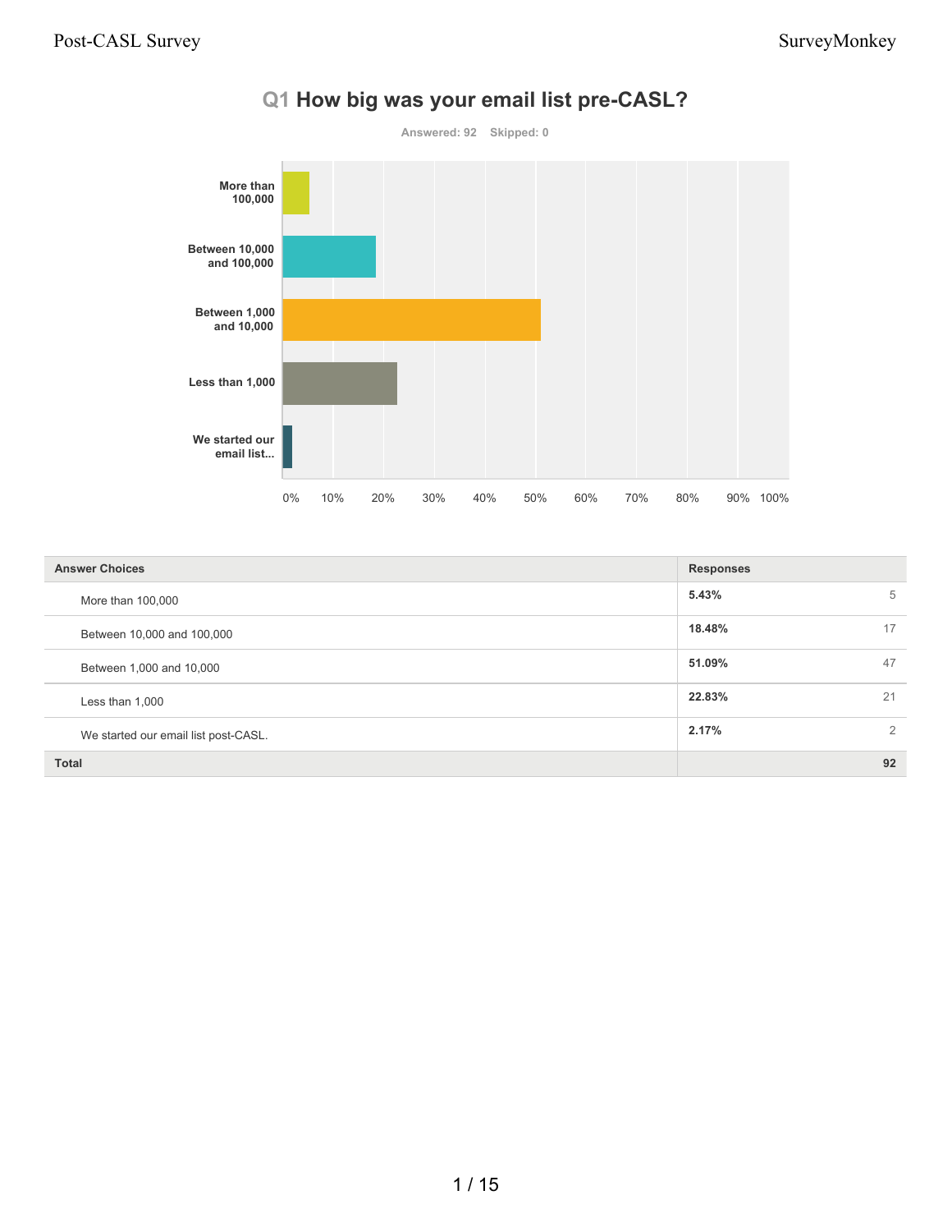# Q1 How big was your email list pre-CASL?

Answered: 92 Skipped: 0

| Answer Choices | Responses | |
|---|---|---|
| More than 100,000 | 5.43% | 5 |
| Between 10,000 and 100,000 | 18.48% | 17 |
| Between 1,000 and 10,000 | 51.09% | 47 |
| Less than 1,000 | 22.83% | 21 |
| We started our email list post-CASL. | 2.17% | 2 |
| **Total** | | **92** |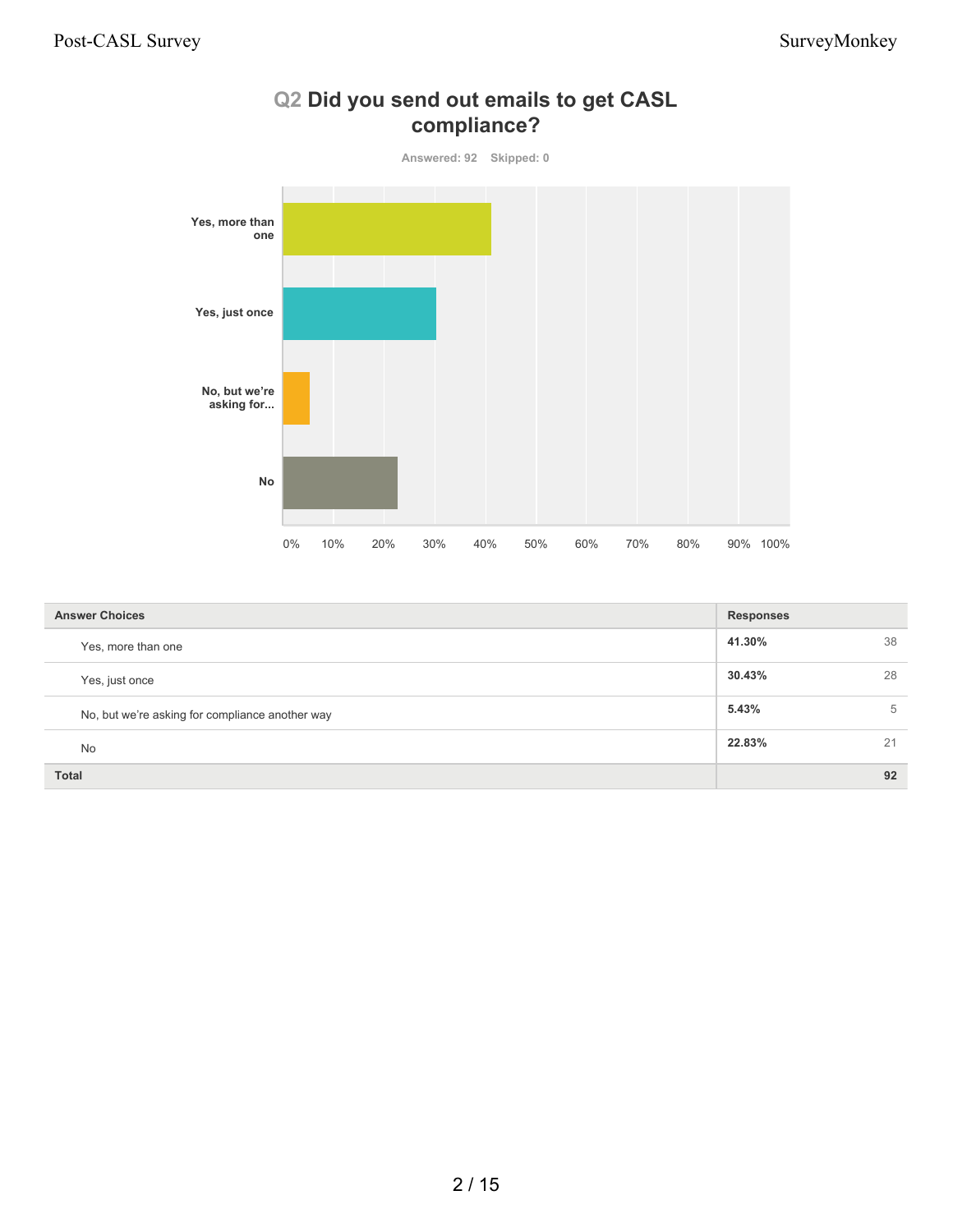## Q2 Did you send out emails to get CASL compliance?

Answered: 92 Skipped: 0

| Answer Choices | Responses | |
|---|---|---|
| Yes, more than one | 41.30% | 38 |
| Yes, just once | 30.43% | 28 |
| No, but we're asking for compliance another way | 5.43% | 5 |
| No | 22.83% | 21 |
| **Total** | | **92** |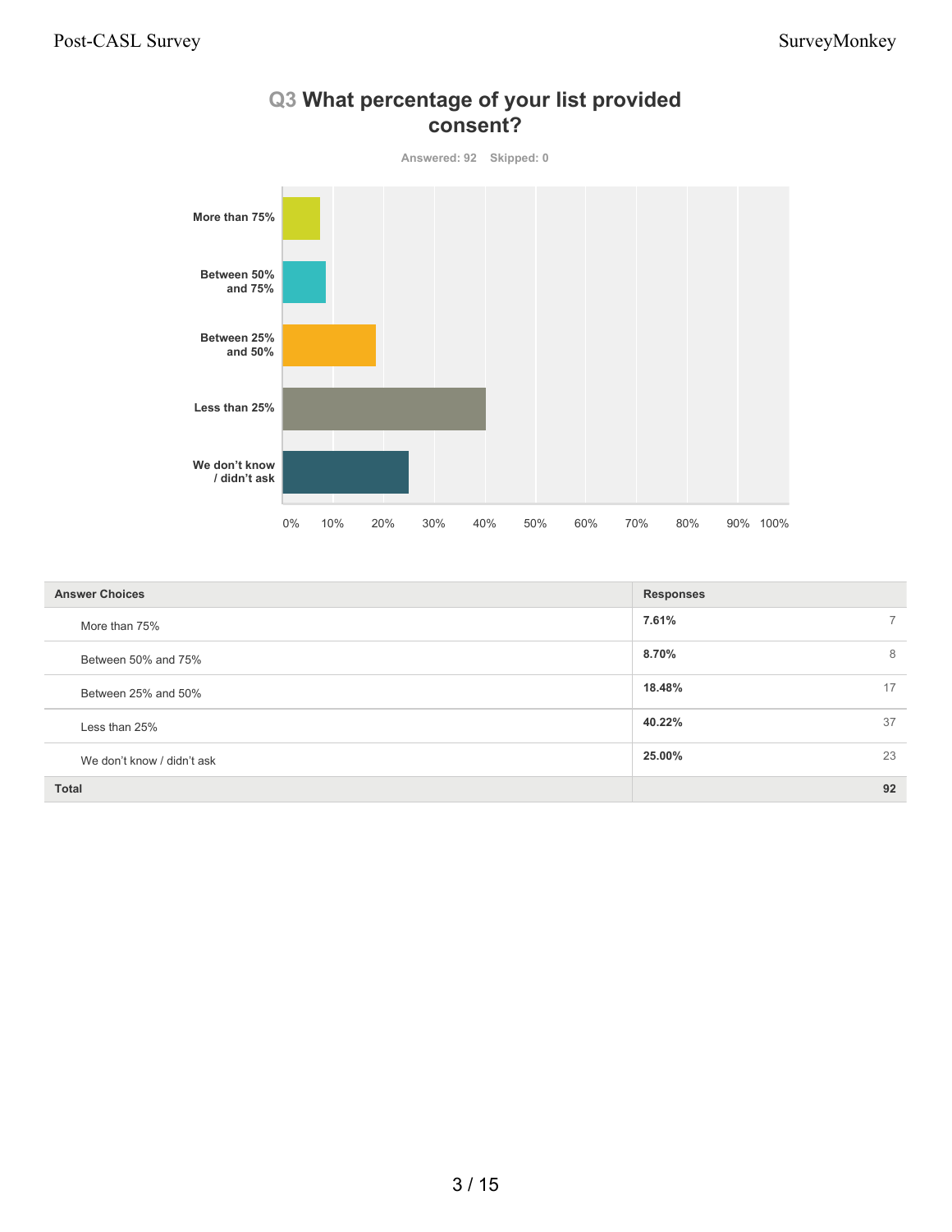## Q3 What percentage of your list provided consent?

Answered: 92 Skipped: 0

| Answer Choices | Responses | |
|---|---|---|
| More than 75% | 7.61% | 7 |
| Between 50% and 75% | 8.70% | 8 |
| Between 25% and 50% | 18.48% | 17 |
| Less than 25% | 40.22% | 37 |
| We don't know / didn't ask | 25.00% | 23 |
| **Total** | | **92** |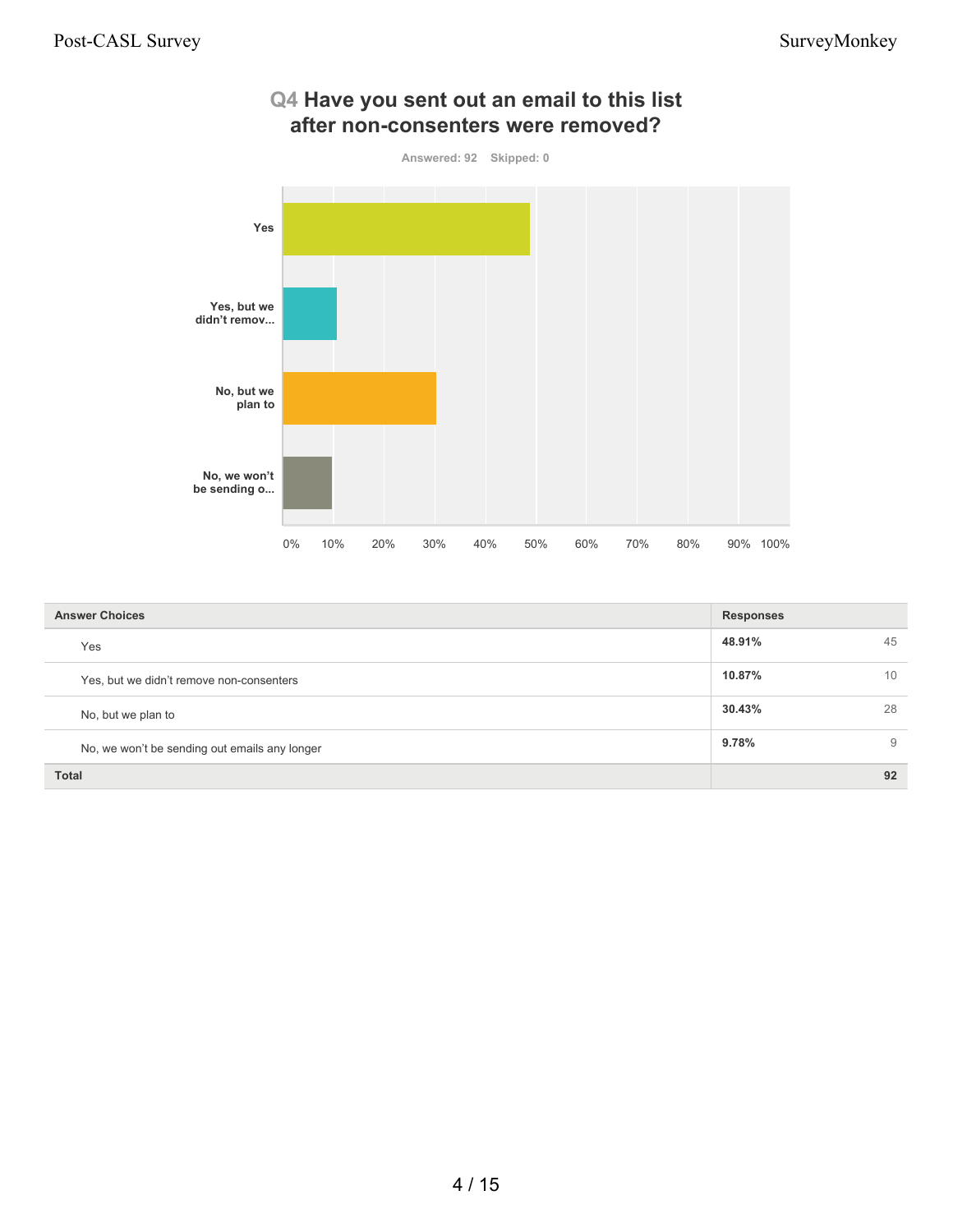## Q4 Have you sent out an email to this list after non-consenters were removed?

Answered: 92 Skipped: 0

| Answer Choices | Responses | |
|---|---|---|
| Yes | 48.91% | 45 |
| Yes, but we didn't remove non-consenters | 10.87% | 10 |
| No, but we plan to | 30.43% | 28 |
| No, we won't be sending out emails any longer | 9.78% | 9 |
| **Total** | | **92** |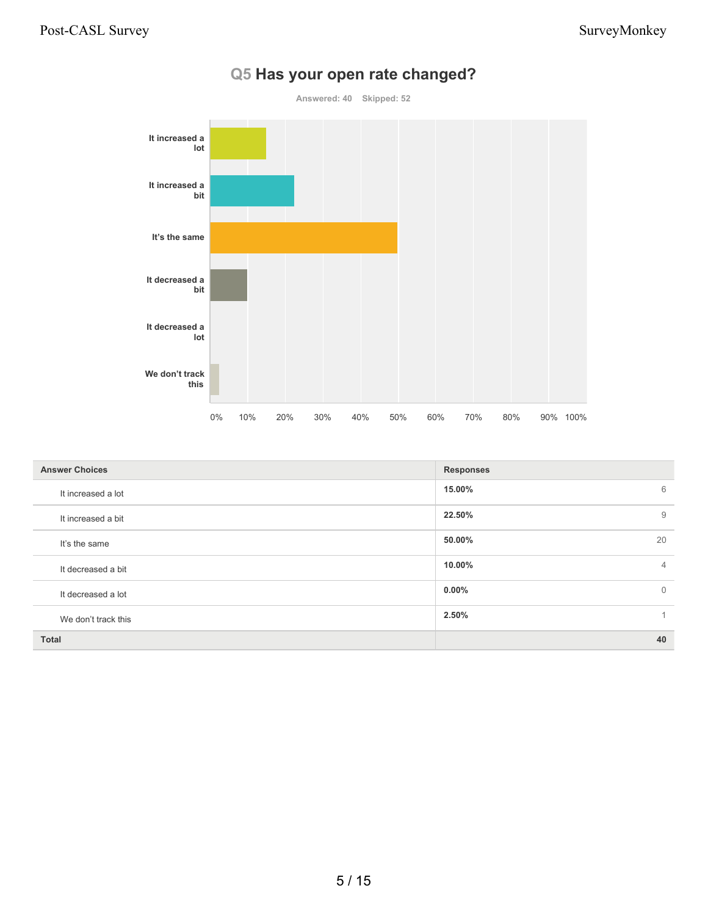# Q5 Has your open rate changed?

Answered: 40 Skipped: 52

| Answer Choices | Responses | |
|---|---|---|
| It increased a lot | 15.00% | 6 |
| It increased a bit | 22.50% | 9 |
| It's the same | 50.00% | 20 |
| It decreased a bit | 10.00% | 4 |
| It decreased a lot | 0.00% | 0 |
| We don't track this | 2.50% | 1 |
| **Total** | | **40** |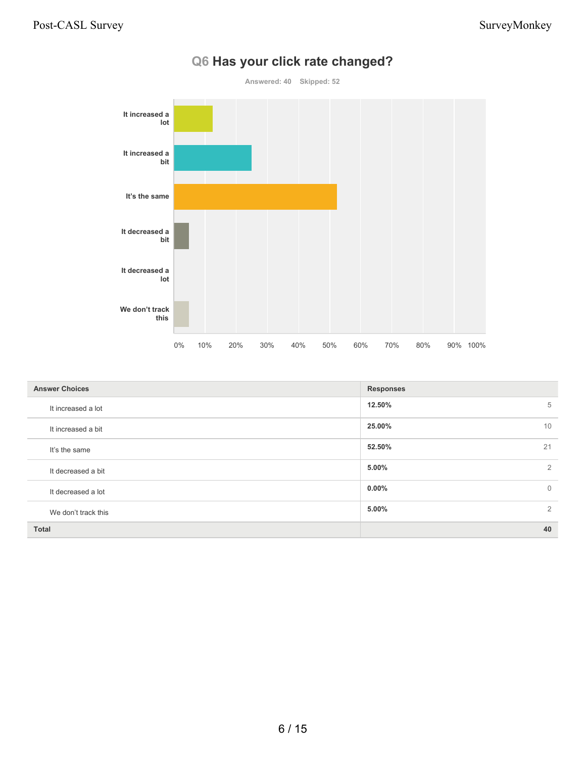## Q6 Has your click rate changed?

Answered: 40 Skipped: 52

| Answer Choices | Responses | |
|---|---|---|
| It increased a lot | 12.50% | 5 |
| It increased a bit | 25.00% | 10 |
| It's the same | 52.50% | 21 |
| It decreased a bit | 5.00% | 2 |
| It decreased a lot | 0.00% | 0 |
| We don't track this | 5.00% | 2 |
| **Total** | | **40** |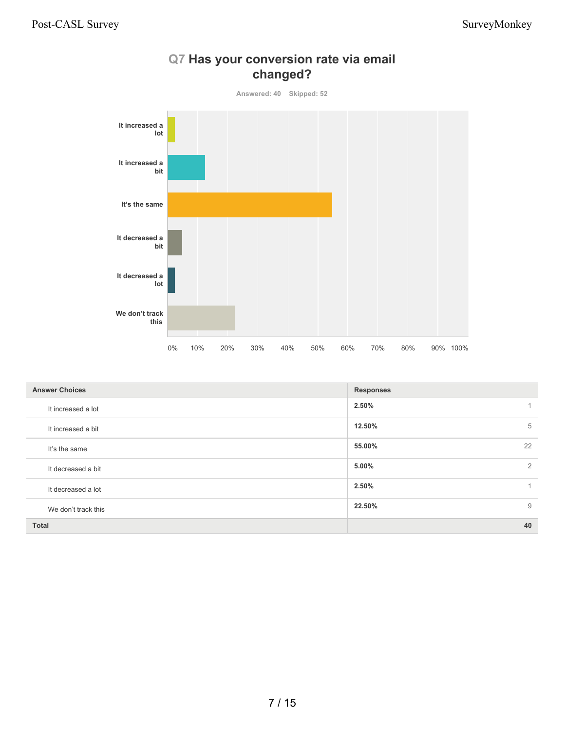## Q7 Has your conversion rate via email changed?

Answered: 40 Skipped: 52

| Answer Choices | Responses | |
|---|---|---|
| It increased a lot | 2.50% | 1 |
| It increased a bit | 12.50% | 5 |
| It's the same | 55.00% | 22 |
| It decreased a bit | 5.00% | 2 |
| It decreased a lot | 2.50% | 1 |
| We don't track this | 22.50% | 9 |
| **Total** | | **40** |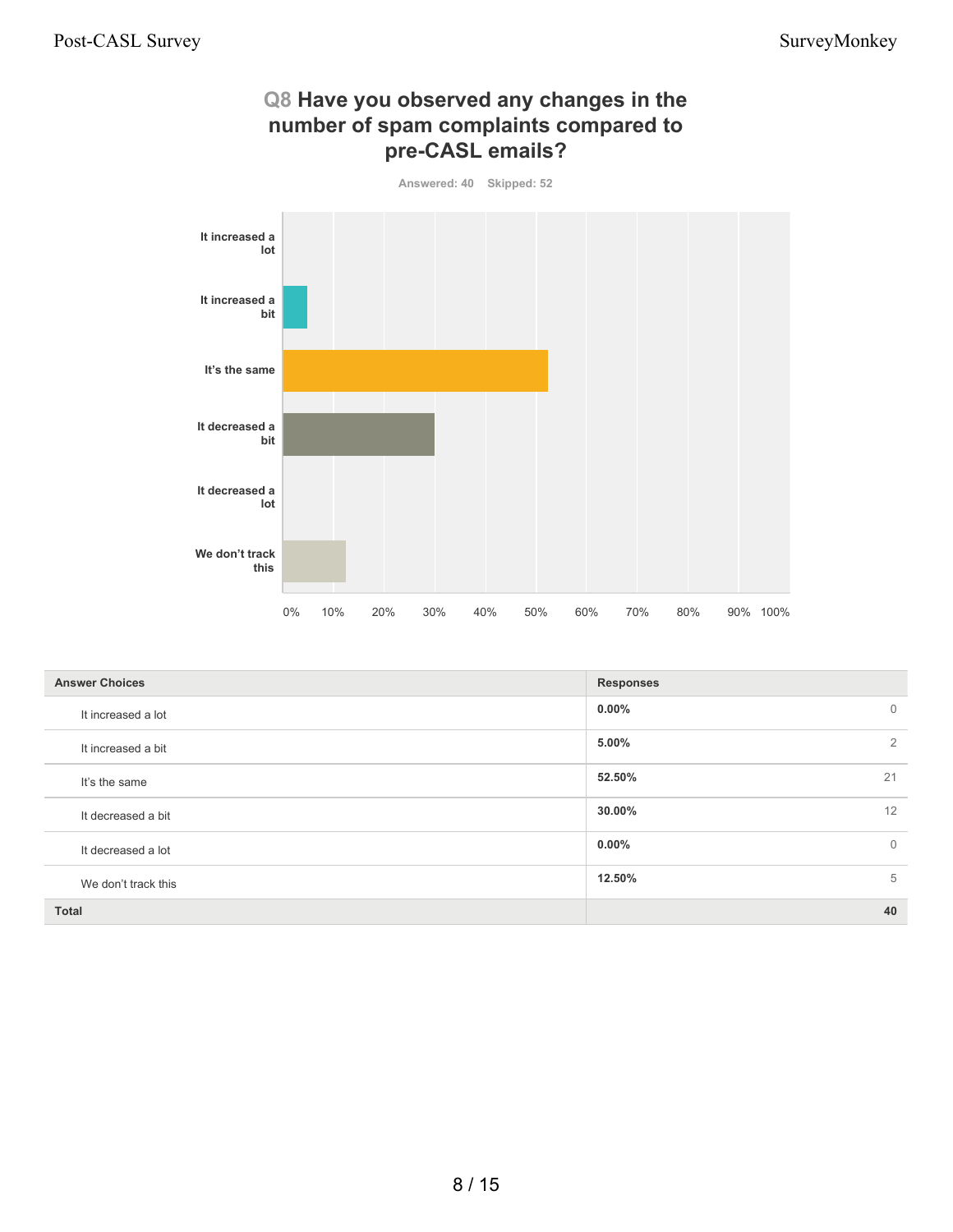## Q8 Have you observed any changes in the number of spam complaints compared to pre-CASL emails?

Answered: 40 Skipped: 52

| Answer Choices | Responses | |
|---|---|---|
| It increased a lot | 0.00% | 0 |
| It increased a bit | 5.00% | 2 |
| It's the same | 52.50% | 21 |
| It decreased a bit | 30.00% | 12 |
| It decreased a lot | 0.00% | 0 |
| We don't track this | 12.50% | 5 |
| **Total** | | **40** |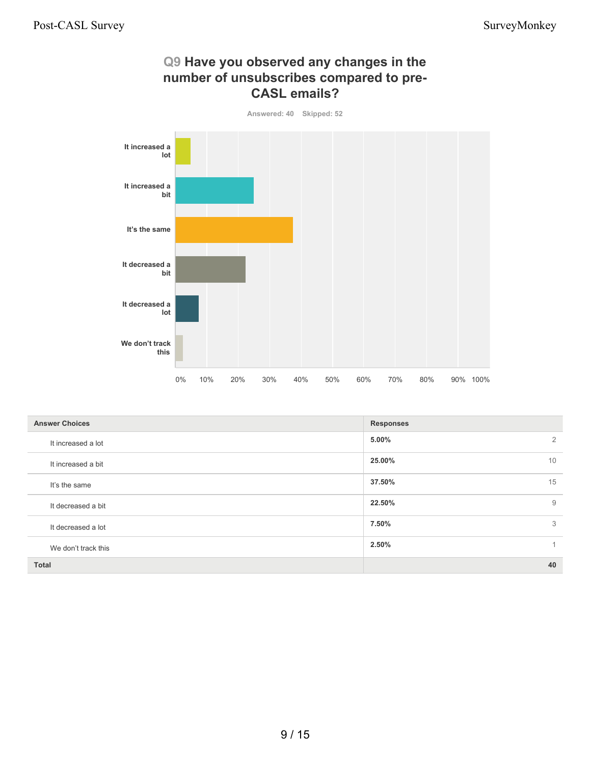## Q9 Have you observed any changes in the number of unsubscribes compared to pre-CASL emails?

Answered: 40 Skipped: 52

| Answer Choices | Responses | |
|---|---|---|
| It increased a lot | 5.00% | 2 |
| It increased a bit | 25.00% | 10 |
| It's the same | 37.50% | 15 |
| It decreased a bit | 22.50% | 9 |
| It decreased a lot | 7.50% | 3 |
| We don't track this | 2.50% | 1 |
| **Total** | | **40** |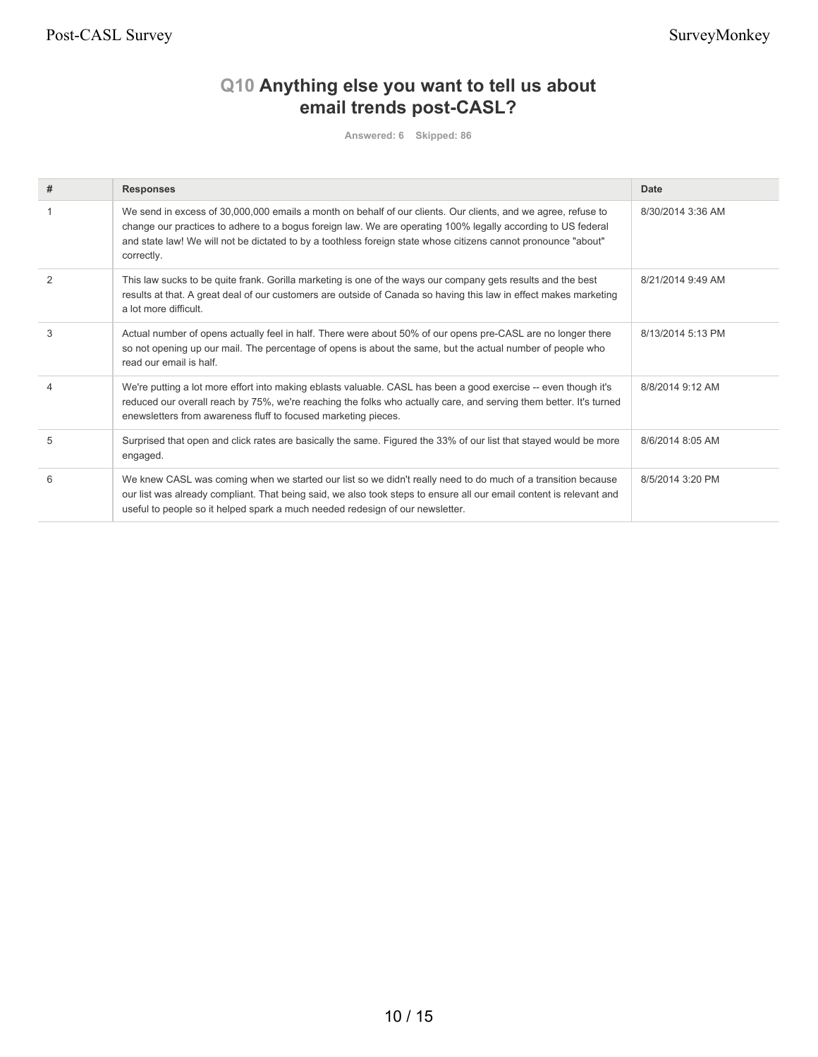## Q10 Anything else you want to tell us about email trends post-CASL?

Answered: 6 Skipped: 86

| # | Responses | Date |
|---|---|---|
| 1 | We send in excess of 30,000,000 emails a month on behalf of our clients. Our clients, and we agree, refuse to change our practices to adhere to a bogus foreign law. We are operating 100% legally according to US federal and state law! We will not be dictated to by a toothless foreign state whose citizens cannot pronounce "about" correctly. | 8/30/2014 3:36 AM |
| 2 | This law sucks to be quite frank. Gorilla marketing is one of the ways our company gets results and the best results at that. A great deal of our customers are outside of Canada so having this law in effect makes marketing a lot more difficult. | 8/21/2014 9:49 AM |
| 3 | Actual number of opens actually feel in half. There were about 50% of our opens pre-CASL are no longer there so not opening up our mail. The percentage of opens is about the same, but the actual number of people who read our email is half. | 8/13/2014 5:13 PM |
| 4 | We're putting a lot more effort into making eblasts valuable. CASL has been a good exercise -- even though it's reduced our overall reach by 75%, we're reaching the folks who actually care, and serving them better. It's turned enewsletters from awareness fluff to focused marketing pieces. | 8/8/2014 9:12 AM |
| 5 | Surprised that open and click rates are basically the same. Figured the 33% of our list that stayed would be more engaged. | 8/6/2014 8:05 AM |
| 6 | We knew CASL was coming when we started our list so we didn't really need to do much of a transition because our list was already compliant. That being said, we also took steps to ensure all our email content is relevant and useful to people so it helped spark a much needed redesign of our newsletter. | 8/5/2014 3:20 PM |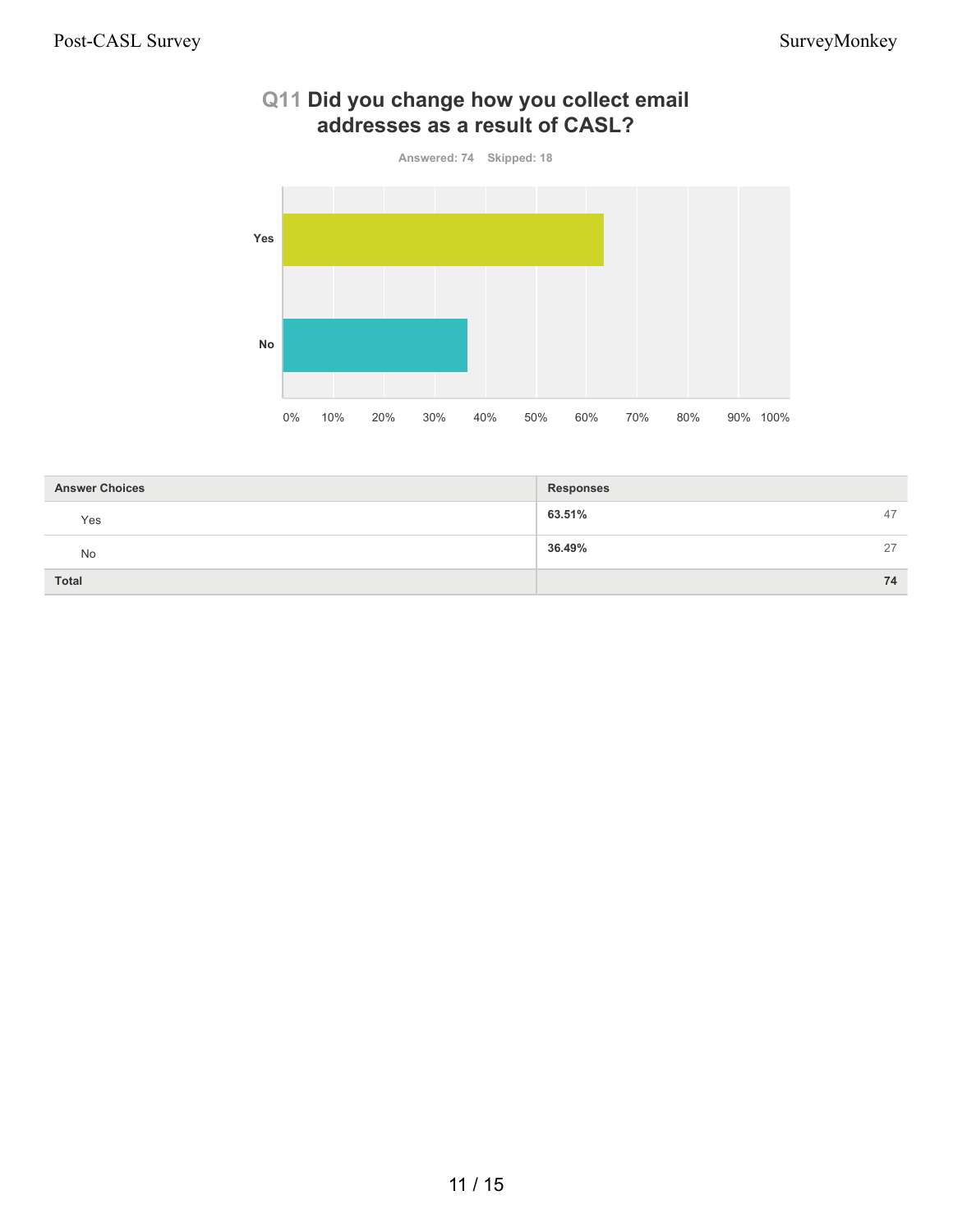## Q11 Did you change how you collect email addresses as a result of CASL?

Answered: 74 Skipped: 18

| Answer Choices | Responses | |
|---|---|---|
| Yes | 63.51% | 47 |
| No | 36.49% | 27 |
| **Total** | | **74** |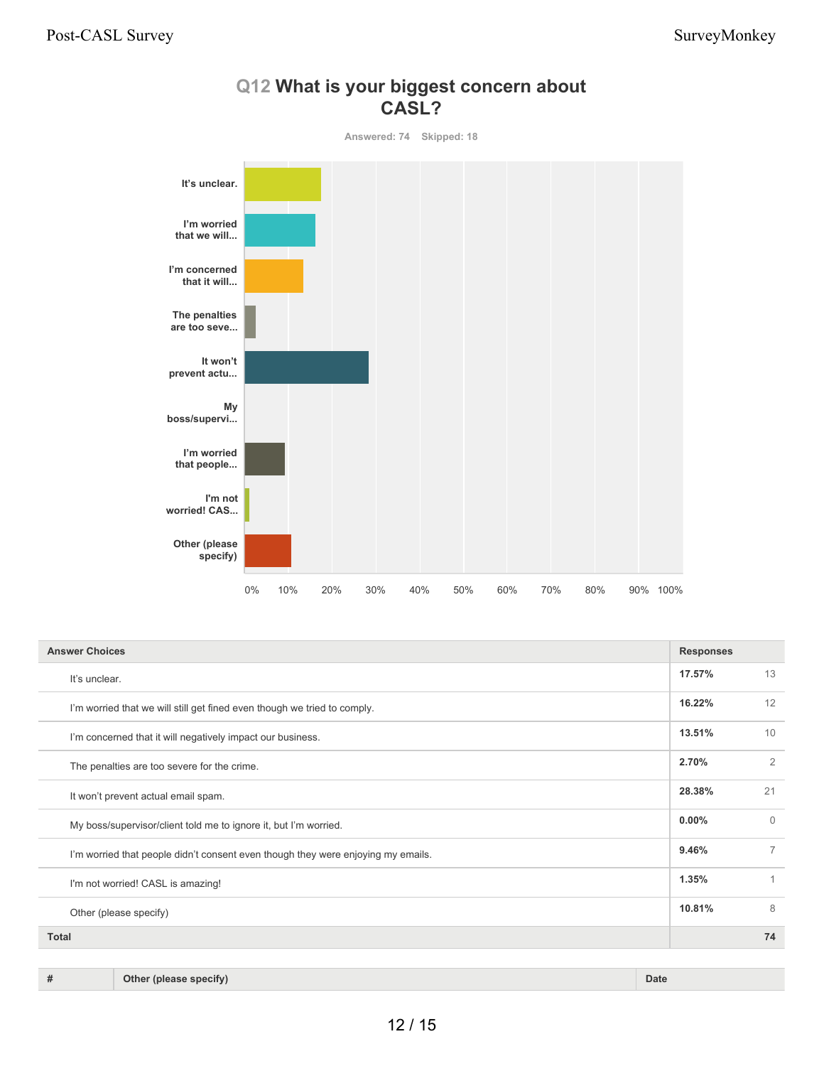## Q12 What is your biggest concern about CASL?

Answered: 74 Skipped: 18

| Answer Choices | Responses | |
|---|---|---|
| It's unclear. | 17.57% | 13 |
| I'm worried that we will still get fined even though we tried to comply. | 16.22% | 12 |
| I'm concerned that it will negatively impact our business. | 13.51% | 10 |
| The penalties are too severe for the crime. | 2.70% | 2 |
| It won't prevent actual email spam. | 28.38% | 21 |
| My boss/supervisor/client told me to ignore it, but I'm worried. | 0.00% | 0 |
| I'm worried that people didn't consent even though they were enjoying my emails. | 9.46% | 7 |
| I'm not worried! CASL is amazing! | 1.35% | 1 |
| Other (please specify) | 10.81% | 8 |
| **Total** | | **74** |

| # | Other (please specify) | Date |
|---|---|---|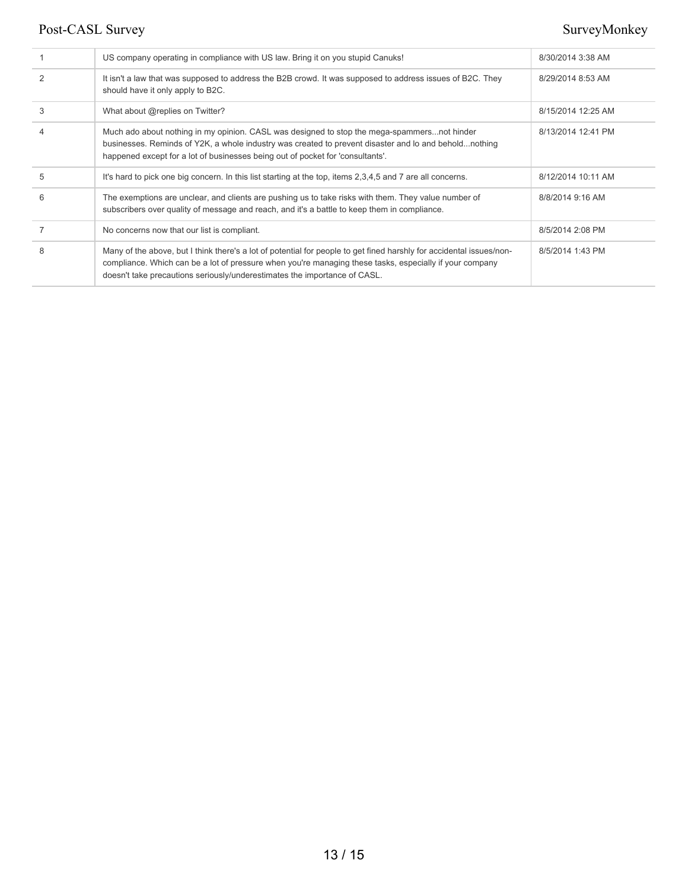| | | |
|---|---|---|
| 1 | US company operating in compliance with US law. Bring it on you stupid Canuks! | 8/30/2014 3:38 AM |
| 2 | It isn't a law that was supposed to address the B2B crowd. It was supposed to address issues of B2C. They should have it only apply to B2C. | 8/29/2014 8:53 AM |
| 3 | What about @replies on Twitter? | 8/15/2014 12:25 AM |
| 4 | Much ado about nothing in my opinion. CASL was designed to stop the mega-spammers...not hinder businesses. Reminds of Y2K, a whole industry was created to prevent disaster and lo and behold...nothing happened except for a lot of businesses being out of pocket for 'consultants'. | 8/13/2014 12:41 PM |
| 5 | It's hard to pick one big concern. In this list starting at the top, items 2,3,4,5 and 7 are all concerns. | 8/12/2014 10:11 AM |
| 6 | The exemptions are unclear, and clients are pushing us to take risks with them. They value number of subscribers over quality of message and reach, and it's a battle to keep them in compliance. | 8/8/2014 9:16 AM |
| 7 | No concerns now that our list is compliant. | 8/5/2014 2:08 PM |
| 8 | Many of the above, but I think there's a lot of potential for people to get fined harshly for accidental issues/non-compliance. Which can be a lot of pressure when you're managing these tasks, especially if your company doesn't take precautions seriously/underestimates the importance of CASL. | 8/5/2014 1:43 PM |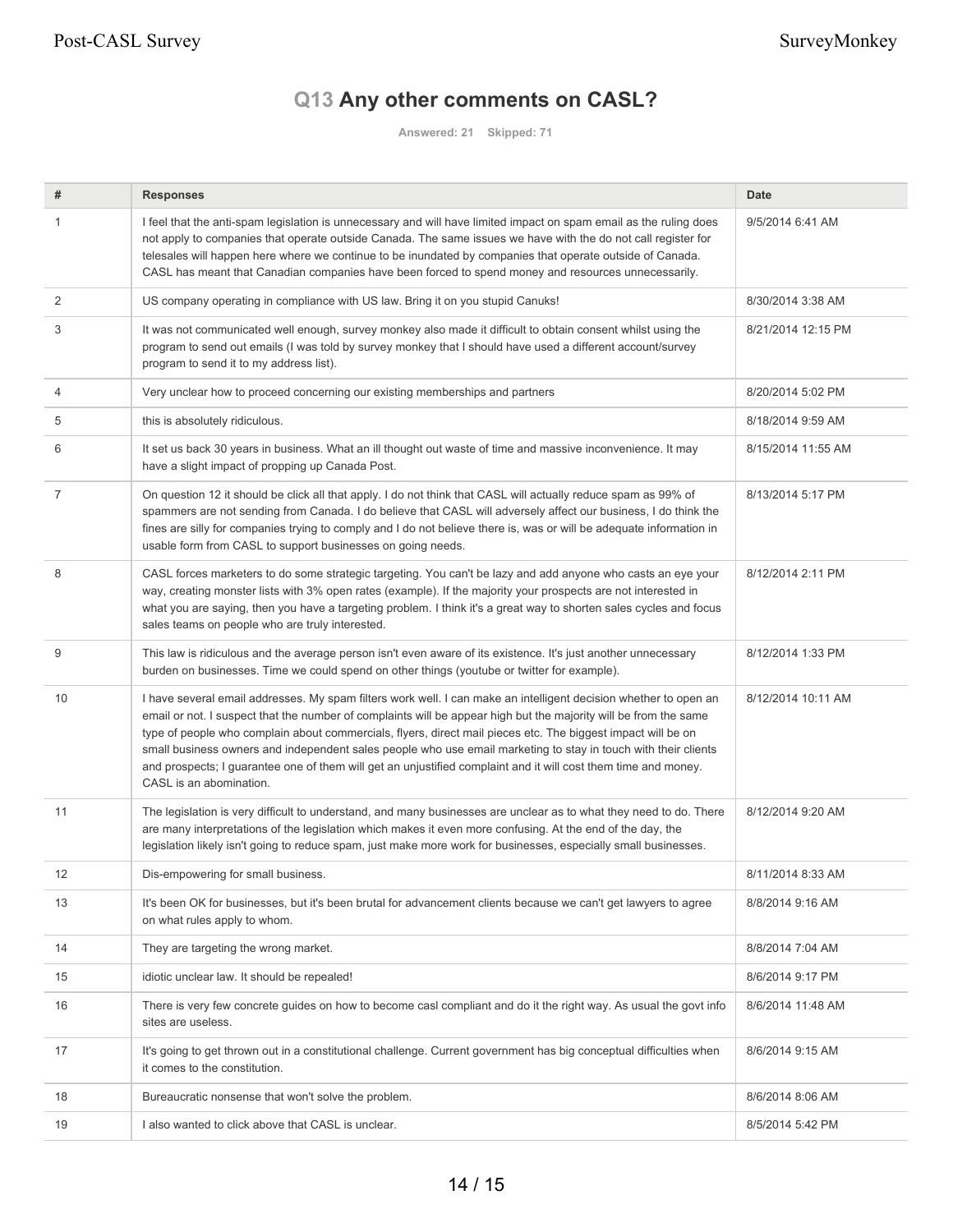## Q13 Any other comments on CASL?

Answered: 21 Skipped: 71

| # | Responses | Date |
|---|---|---|
| 1 | I feel that the anti-spam legislation is unnecessary and will have limited impact on spam email as the ruling does not apply to companies that operate outside Canada. The same issues we have with the do not call register for telesales will happen here where we continue to be inundated by companies that operate outside of Canada. CASL has meant that Canadian companies have been forced to spend money and resources unnecessarily. | 9/5/2014 6:41 AM |
| 2 | US company operating in compliance with US law. Bring it on you stupid Canuks! | 8/30/2014 3:38 AM |
| 3 | It was not communicated well enough, survey monkey also made it difficult to obtain consent whilst using the program to send out emails (I was told by survey monkey that I should have used a different account/survey program to send it to my address list). | 8/21/2014 12:15 PM |
| 4 | Very unclear how to proceed concerning our existing memberships and partners | 8/20/2014 5:02 PM |
| 5 | this is absolutely ridiculous. | 8/18/2014 9:59 AM |
| 6 | It set us back 30 years in business. What an ill thought out waste of time and massive inconvenience. It may have a slight impact of propping up Canada Post. | 8/15/2014 11:55 AM |
| 7 | On question 12 it should be click all that apply. I do not think that CASL will actually reduce spam as 99% of spammers are not sending from Canada. I do believe that CASL will adversely affect our business, I do think the fines are silly for companies trying to comply and I do not believe there is, was or will be adequate information in usable form from CASL to support businesses on going needs. | 8/13/2014 5:17 PM |
| 8 | CASL forces marketers to do some strategic targeting. You can't be lazy and add anyone who casts an eye your way, creating monster lists with 3% open rates (example). If the majority your prospects are not interested in what you are saying, then you have a targeting problem. I think it's a great way to shorten sales cycles and focus sales teams on people who are truly interested. | 8/12/2014 2:11 PM |
| 9 | This law is ridiculous and the average person isn't even aware of its existence. It's just another unnecessary burden on businesses. Time we could spend on other things (youtube or twitter for example). | 8/12/2014 1:33 PM |
| 10 | I have several email addresses. My spam filters work well. I can make an intelligent decision whether to open an email or not. I suspect that the number of complaints will be appear high but the majority will be from the same type of people who complain about commercials, flyers, direct mail pieces etc. The biggest impact will be on small business owners and independent sales people who use email marketing to stay in touch with their clients and prospects; I guarantee one of them will get an unjustified complaint and it will cost them time and money. CASL is an abomination. | 8/12/2014 10:11 AM |
| 11 | The legislation is very difficult to understand, and many businesses are unclear as to what they need to do. There are many interpretations of the legislation which makes it even more confusing. At the end of the day, the legislation likely isn't going to reduce spam, just make more work for businesses, especially small businesses. | 8/12/2014 9:20 AM |
| 12 | Dis-empowering for small business. | 8/11/2014 8:33 AM |
| 13 | It's been OK for businesses, but it's been brutal for advancement clients because we can't get lawyers to agree on what rules apply to whom. | 8/8/2014 9:16 AM |
| 14 | They are targeting the wrong market. | 8/8/2014 7:04 AM |
| 15 | idiotic unclear law. It should be repealed! | 8/6/2014 9:17 PM |
| 16 | There is very few concrete guides on how to become casl compliant and do it the right way. As usual the govt info sites are useless. | 8/6/2014 11:48 AM |
| 17 | It's going to get thrown out in a constitutional challenge. Current government has big conceptual difficulties when it comes to the constitution. | 8/6/2014 9:15 AM |
| 18 | Bureaucratic nonsense that won't solve the problem. | 8/6/2014 8:06 AM |
| 19 | I also wanted to click above that CASL is unclear. | 8/5/2014 5:42 PM |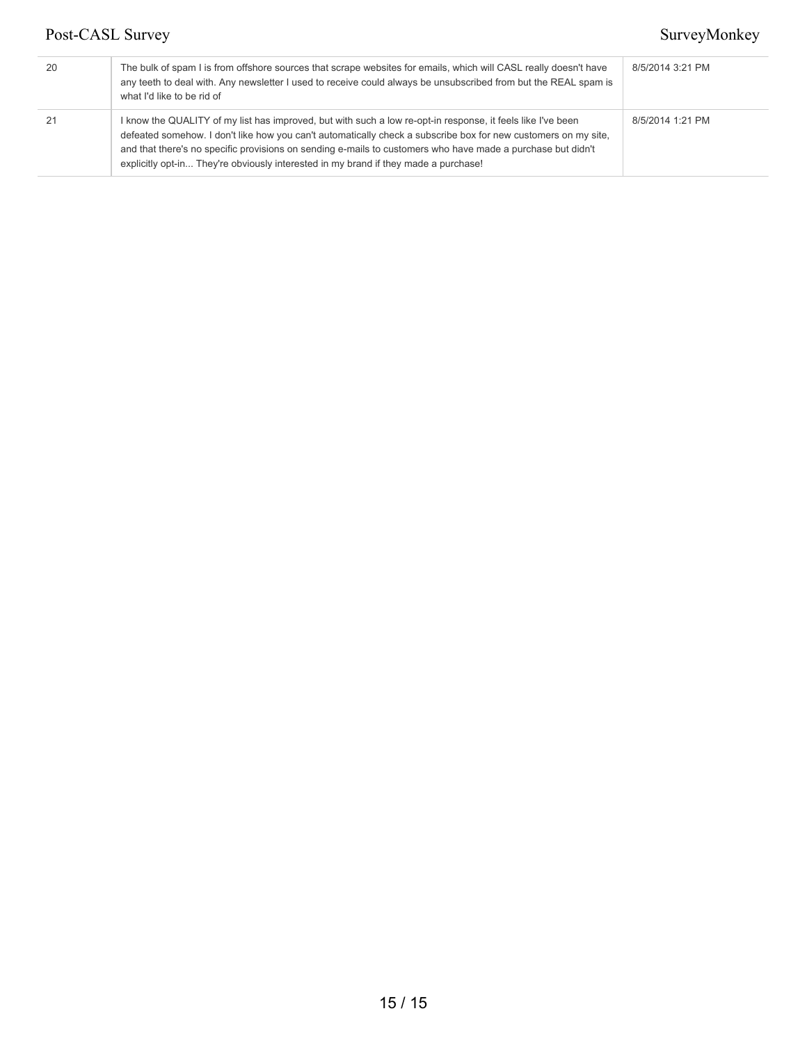| | | |
|---|---|---|
| 20 | The bulk of spam I is from offshore sources that scrape websites for emails, which will CASL really doesn't have any teeth to deal with. Any newsletter I used to receive could always be unsubscribed from but the REAL spam is what I'd like to be rid of | 8/5/2014 3:21 PM |
| 21 | I know the QUALITY of my list has improved, but with such a low re-opt-in response, it feels like I've been defeated somehow. I don't like how you can't automatically check a subscribe box for new customers on my site, and that there's no specific provisions on sending e-mails to customers who have made a purchase but didn't explicitly opt-in... They're obviously interested in my brand if they made a purchase! | 8/5/2014 1:21 PM |